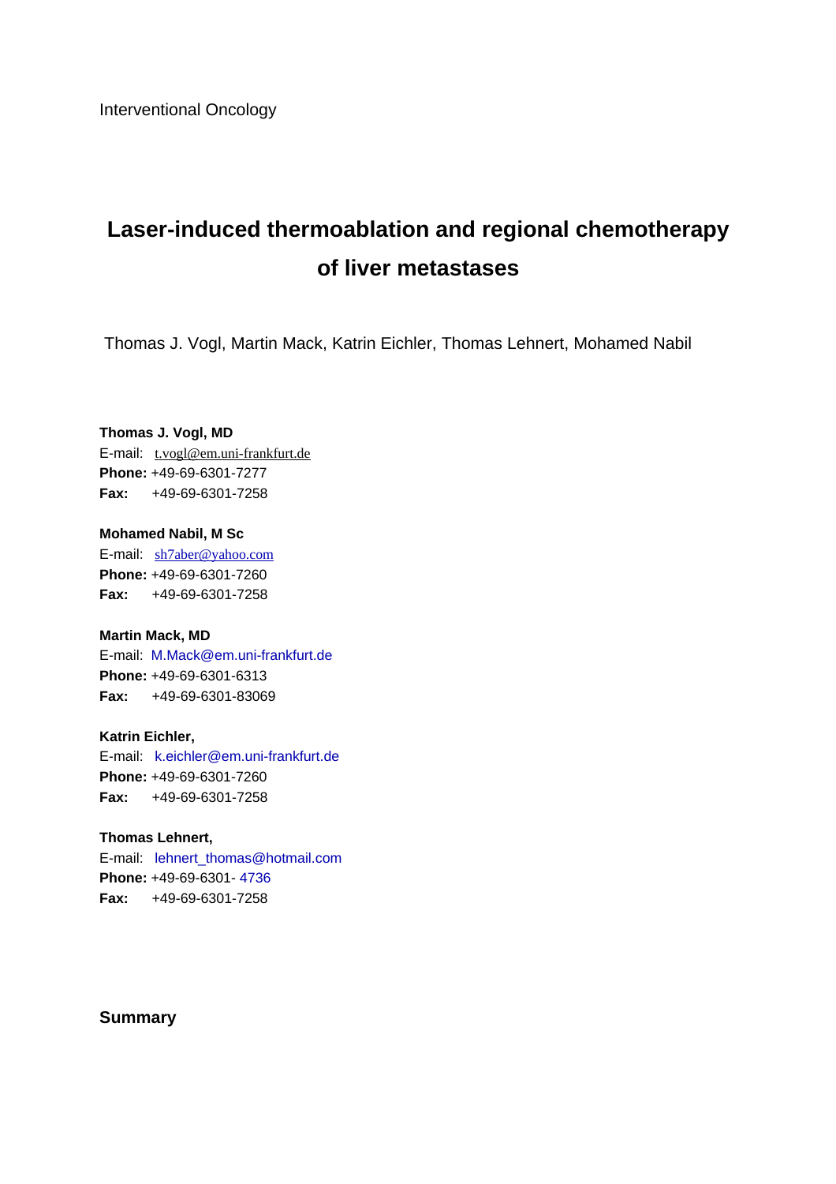Interventional Oncology

# Laser-induced thermoablation and regional chemotherapy of liver metastases

Thomas J. Vogl, Martin Mack, Katrin Eichler, Thomas Lehnert, Mohamed Nabil

**Thomas J. Vogl, MD**
E-mail: t.vogl@em.uni-frankfurt.de
**Phone:** +49-69-6301-7277
**Fax:** +49-69-6301-7258

**Mohamed Nabil, M Sc**
E-mail: sh7aber@yahoo.com
**Phone:** +49-69-6301-7260
**Fax:** +49-69-6301-7258

**Martin Mack, MD**
E-mail: M.Mack@em.uni-frankfurt.de
**Phone:** +49-69-6301-6313
**Fax:** +49-69-6301-83069

**Katrin Eichler,**
E-mail: k.eichler@em.uni-frankfurt.de
**Phone:** +49-69-6301-7260
**Fax:** +49-69-6301-7258

**Thomas Lehnert,**
E-mail: lehnert_thomas@hotmail.com
**Phone:** +49-69-6301- 4736
**Fax:** +49-69-6301-7258

## Summary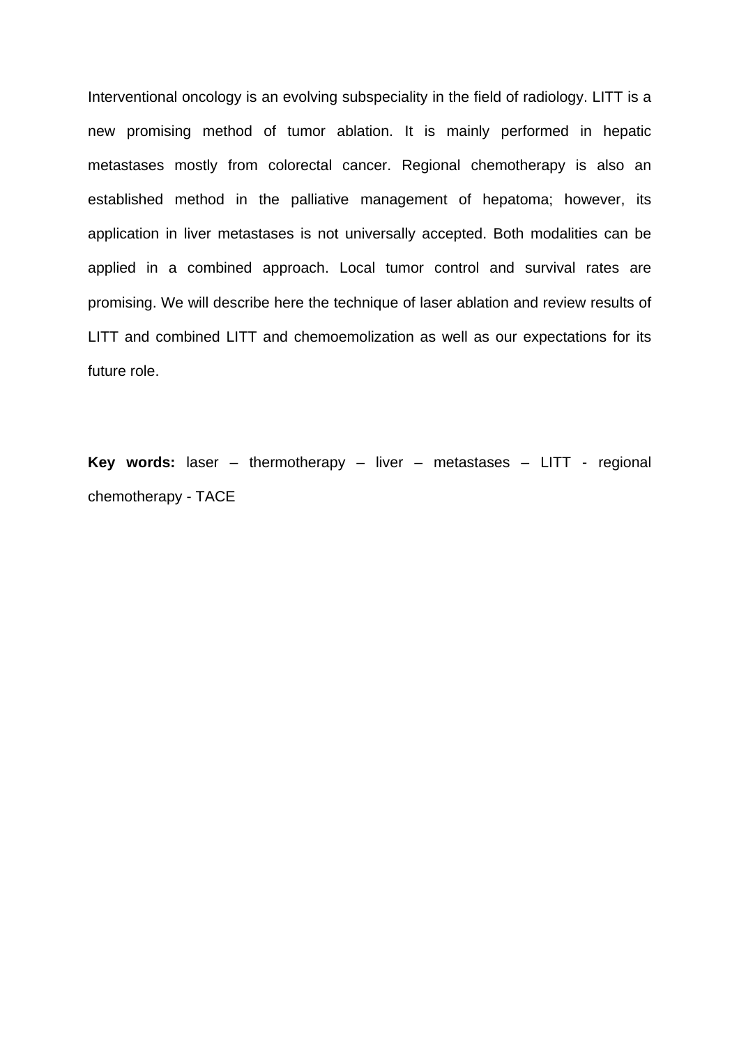Interventional oncology is an evolving subspeciality in the field of radiology. LITT is a new promising method of tumor ablation. It is mainly performed in hepatic metastases mostly from colorectal cancer. Regional chemotherapy is also an established method in the palliative management of hepatoma; however, its application in liver metastases is not universally accepted. Both modalities can be applied in a combined approach. Local tumor control and survival rates are promising. We will describe here the technique of laser ablation and review results of LITT and combined LITT and chemoemolization as well as our expectations for its future role.

**Key words:** laser – thermotherapy – liver – metastases – LITT - regional chemotherapy - TACE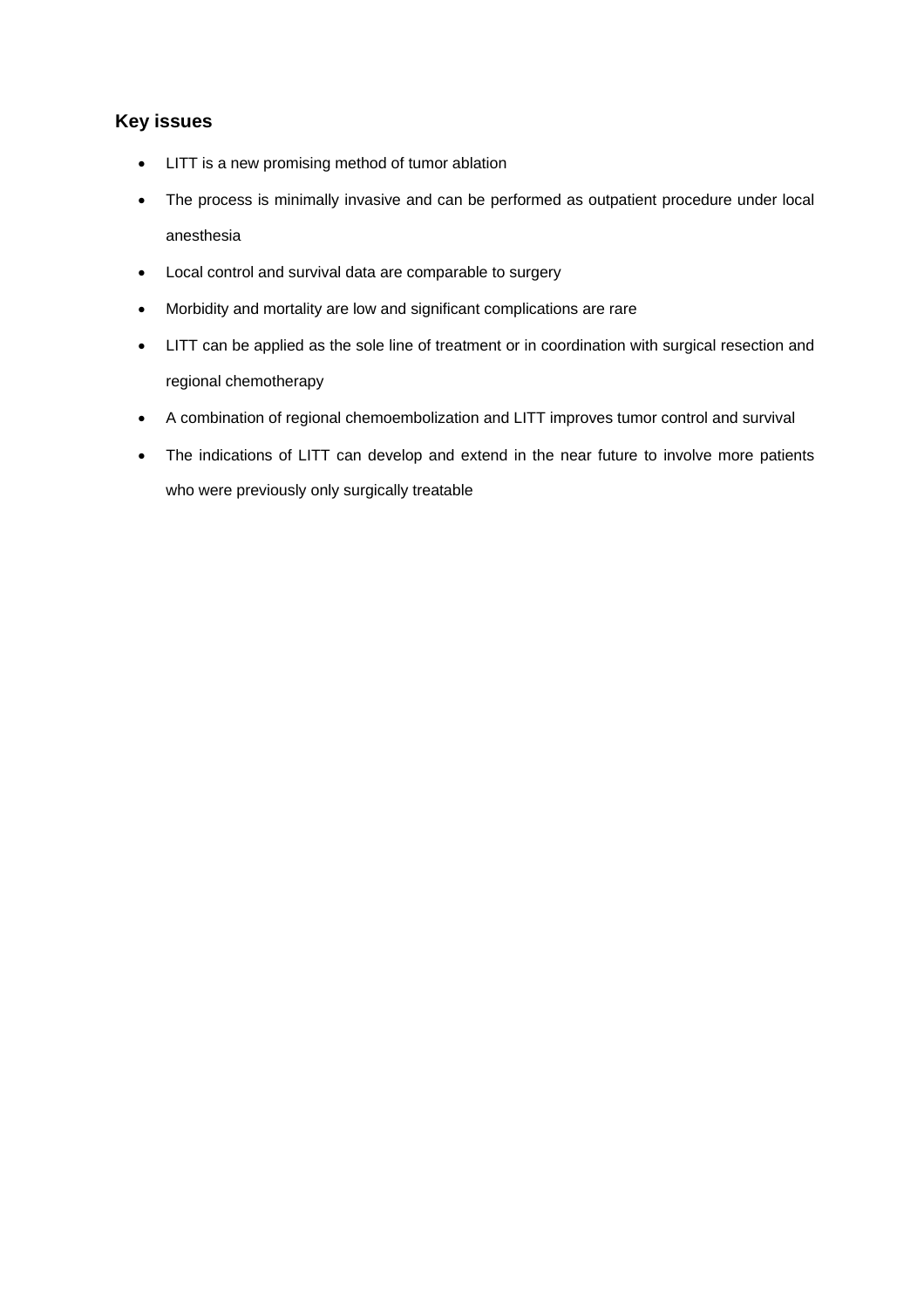## Key issues

- LITT is a new promising method of tumor ablation
- The process is minimally invasive and can be performed as outpatient procedure under local anesthesia
- Local control and survival data are comparable to surgery
- Morbidity and mortality are low and significant complications are rare
- LITT can be applied as the sole line of treatment or in coordination with surgical resection and regional chemotherapy
- A combination of regional chemoembolization and LITT improves tumor control and survival
- The indications of LITT can develop and extend in the near future to involve more patients who were previously only surgically treatable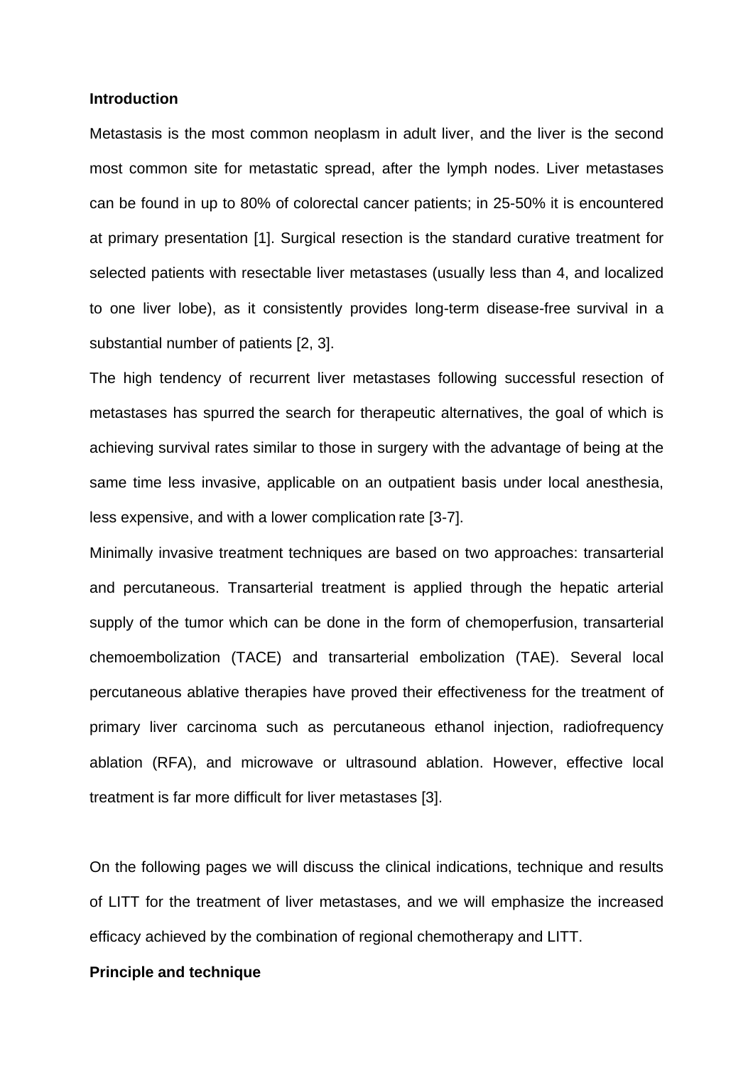## Introduction

Metastasis is the most common neoplasm in adult liver, and the liver is the second most common site for metastatic spread, after the lymph nodes. Liver metastases can be found in up to 80% of colorectal cancer patients; in 25-50% it is encountered at primary presentation [1]. Surgical resection is the standard curative treatment for selected patients with resectable liver metastases (usually less than 4, and localized to one liver lobe), as it consistently provides long-term disease-free survival in a substantial number of patients [2, 3].

The high tendency of recurrent liver metastases following successful resection of metastases has spurred the search for therapeutic alternatives, the goal of which is achieving survival rates similar to those in surgery with the advantage of being at the same time less invasive, applicable on an outpatient basis under local anesthesia, less expensive, and with a lower complication rate [3-7].

Minimally invasive treatment techniques are based on two approaches: transarterial and percutaneous. Transarterial treatment is applied through the hepatic arterial supply of the tumor which can be done in the form of chemoperfusion, transarterial chemoembolization (TACE) and transarterial embolization (TAE). Several local percutaneous ablative therapies have proved their effectiveness for the treatment of primary liver carcinoma such as percutaneous ethanol injection, radiofrequency ablation (RFA), and microwave or ultrasound ablation. However, effective local treatment is far more difficult for liver metastases [3].

On the following pages we will discuss the clinical indications, technique and results of LITT for the treatment of liver metastases, and we will emphasize the increased efficacy achieved by the combination of regional chemotherapy and LITT.

## Principle and technique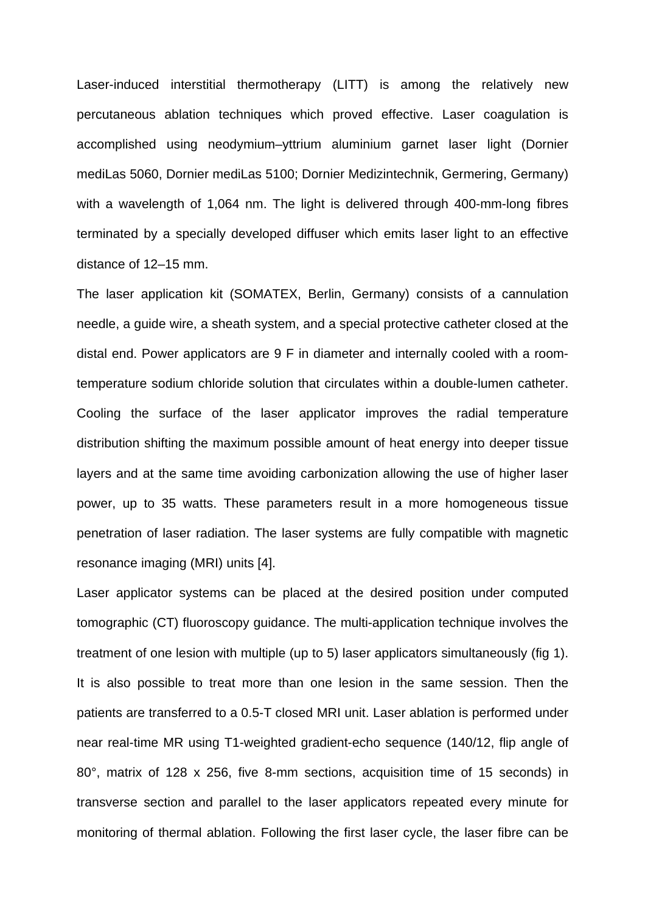Laser-induced interstitial thermotherapy (LITT) is among the relatively new percutaneous ablation techniques which proved effective. Laser coagulation is accomplished using neodymium–yttrium aluminium garnet laser light (Dornier mediLas 5060, Dornier mediLas 5100; Dornier Medizintechnik, Germering, Germany) with a wavelength of 1,064 nm. The light is delivered through 400-mm-long fibres terminated by a specially developed diffuser which emits laser light to an effective distance of 12–15 mm.

The laser application kit (SOMATEX, Berlin, Germany) consists of a cannulation needle, a guide wire, a sheath system, and a special protective catheter closed at the distal end. Power applicators are 9 F in diameter and internally cooled with a room-temperature sodium chloride solution that circulates within a double-lumen catheter. Cooling the surface of the laser applicator improves the radial temperature distribution shifting the maximum possible amount of heat energy into deeper tissue layers and at the same time avoiding carbonization allowing the use of higher laser power, up to 35 watts. These parameters result in a more homogeneous tissue penetration of laser radiation. The laser systems are fully compatible with magnetic resonance imaging (MRI) units [4].

Laser applicator systems can be placed at the desired position under computed tomographic (CT) fluoroscopy guidance. The multi-application technique involves the treatment of one lesion with multiple (up to 5) laser applicators simultaneously (fig 1). It is also possible to treat more than one lesion in the same session. Then the patients are transferred to a 0.5-T closed MRI unit. Laser ablation is performed under near real-time MR using T1-weighted gradient-echo sequence (140/12, flip angle of 80°, matrix of 128 x 256, five 8-mm sections, acquisition time of 15 seconds) in transverse section and parallel to the laser applicators repeated every minute for monitoring of thermal ablation. Following the first laser cycle, the laser fibre can be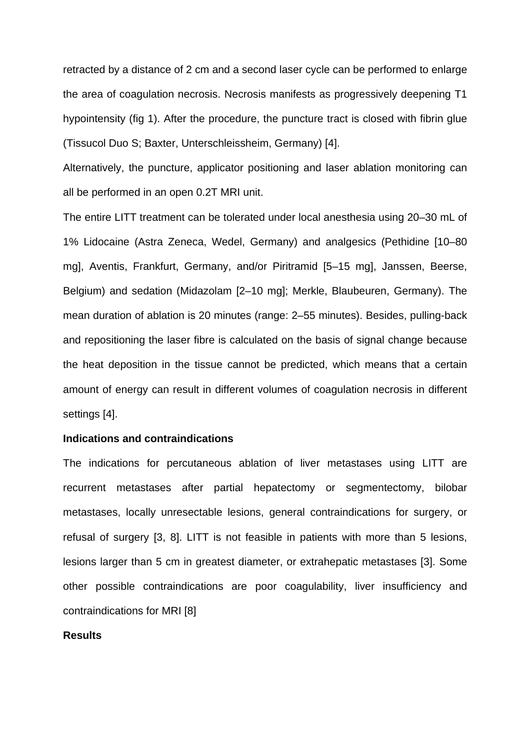retracted by a distance of 2 cm and a second laser cycle can be performed to enlarge the area of coagulation necrosis. Necrosis manifests as progressively deepening T1 hypointensity (fig 1). After the procedure, the puncture tract is closed with fibrin glue (Tissucol Duo S; Baxter, Unterschleissheim, Germany) [4].

Alternatively, the puncture, applicator positioning and laser ablation monitoring can all be performed in an open 0.2T MRI unit.

The entire LITT treatment can be tolerated under local anesthesia using 20–30 mL of 1% Lidocaine (Astra Zeneca, Wedel, Germany) and analgesics (Pethidine [10–80 mg], Aventis, Frankfurt, Germany, and/or Piritramid [5–15 mg], Janssen, Beerse, Belgium) and sedation (Midazolam [2–10 mg]; Merkle, Blaubeuren, Germany). The mean duration of ablation is 20 minutes (range: 2–55 minutes). Besides, pulling-back and repositioning the laser fibre is calculated on the basis of signal change because the heat deposition in the tissue cannot be predicted, which means that a certain amount of energy can result in different volumes of coagulation necrosis in different settings [4].

**Indications and contraindications**

The indications for percutaneous ablation of liver metastases using LITT are recurrent metastases after partial hepatectomy or segmentectomy, bilobar metastases, locally unresectable lesions, general contraindications for surgery, or refusal of surgery [3, 8]. LITT is not feasible in patients with more than 5 lesions, lesions larger than 5 cm in greatest diameter, or extrahepatic metastases [3]. Some other possible contraindications are poor coagulability, liver insufficiency and contraindications for MRI [8]

**Results**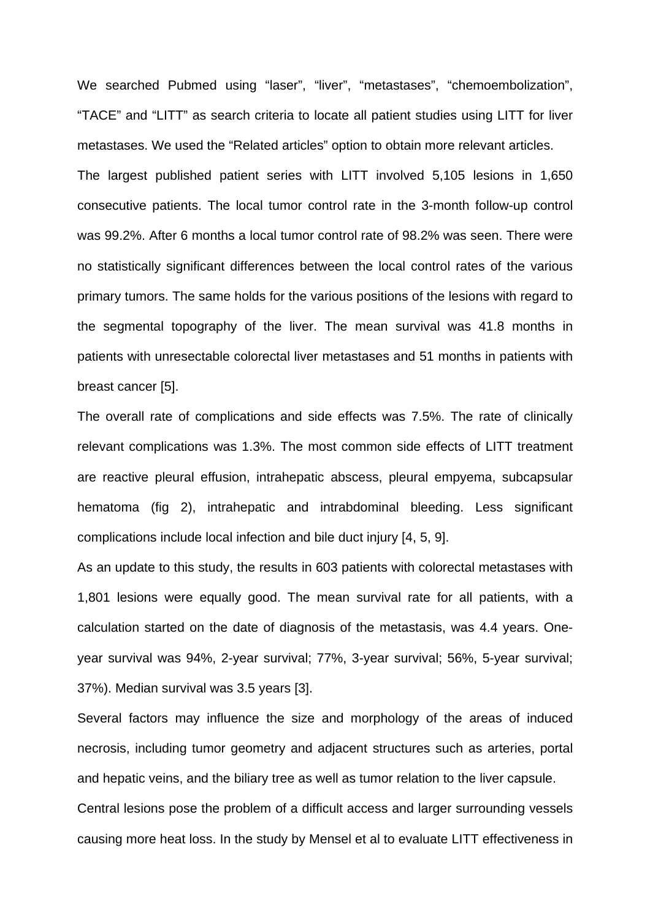We searched Pubmed using “laser”, “liver”, “metastases”, “chemoembolization”, “TACE” and “LITT” as search criteria to locate all patient studies using LITT for liver metastases. We used the “Related articles” option to obtain more relevant articles.

The largest published patient series with LITT involved 5,105 lesions in 1,650 consecutive patients. The local tumor control rate in the 3-month follow-up control was 99.2%. After 6 months a local tumor control rate of 98.2% was seen. There were no statistically significant differences between the local control rates of the various primary tumors. The same holds for the various positions of the lesions with regard to the segmental topography of the liver. The mean survival was 41.8 months in patients with unresectable colorectal liver metastases and 51 months in patients with breast cancer [5].

The overall rate of complications and side effects was 7.5%. The rate of clinically relevant complications was 1.3%. The most common side effects of LITT treatment are reactive pleural effusion, intrahepatic abscess, pleural empyema, subcapsular hematoma (fig 2), intrahepatic and intrabdominal bleeding. Less significant complications include local infection and bile duct injury [4, 5, 9].

As an update to this study, the results in 603 patients with colorectal metastases with 1,801 lesions were equally good. The mean survival rate for all patients, with a calculation started on the date of diagnosis of the metastasis, was 4.4 years. One-year survival was 94%, 2-year survival; 77%, 3-year survival; 56%, 5-year survival; 37%). Median survival was 3.5 years [3].

Several factors may influence the size and morphology of the areas of induced necrosis, including tumor geometry and adjacent structures such as arteries, portal and hepatic veins, and the biliary tree as well as tumor relation to the liver capsule.

Central lesions pose the problem of a difficult access and larger surrounding vessels causing more heat loss. In the study by Mensel et al to evaluate LITT effectiveness in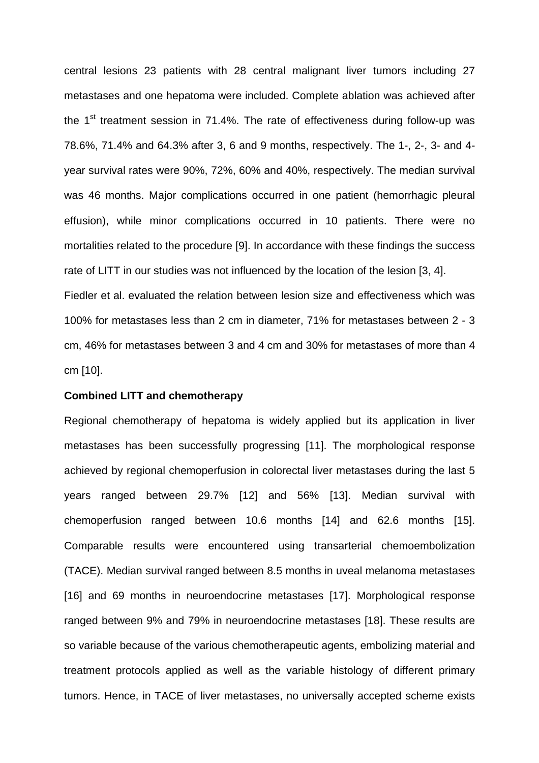central lesions 23 patients with 28 central malignant liver tumors including 27 metastases and one hepatoma were included. Complete ablation was achieved after the 1$^{st}$ treatment session in 71.4%. The rate of effectiveness during follow-up was 78.6%, 71.4% and 64.3% after 3, 6 and 9 months, respectively. The 1-, 2-, 3- and 4-year survival rates were 90%, 72%, 60% and 40%, respectively. The median survival was 46 months. Major complications occurred in one patient (hemorrhagic pleural effusion), while minor complications occurred in 10 patients. There were no mortalities related to the procedure [9]. In accordance with these findings the success rate of LITT in our studies was not influenced by the location of the lesion [3, 4].

Fiedler et al. evaluated the relation between lesion size and effectiveness which was 100% for metastases less than 2 cm in diameter, 71% for metastases between 2 - 3 cm, 46% for metastases between 3 and 4 cm and 30% for metastases of more than 4 cm [10].

**Combined LITT and chemotherapy**

Regional chemotherapy of hepatoma is widely applied but its application in liver metastases has been successfully progressing [11]. The morphological response achieved by regional chemoperfusion in colorectal liver metastases during the last 5 years ranged between 29.7% [12] and 56% [13]. Median survival with chemoperfusion ranged between 10.6 months [14] and 62.6 months [15]. Comparable results were encountered using transarterial chemoembolization (TACE). Median survival ranged between 8.5 months in uveal melanoma metastases [16] and 69 months in neuroendocrine metastases [17]. Morphological response ranged between 9% and 79% in neuroendocrine metastases [18]. These results are so variable because of the various chemotherapeutic agents, embolizing material and treatment protocols applied as well as the variable histology of different primary tumors. Hence, in TACE of liver metastases, no universally accepted scheme exists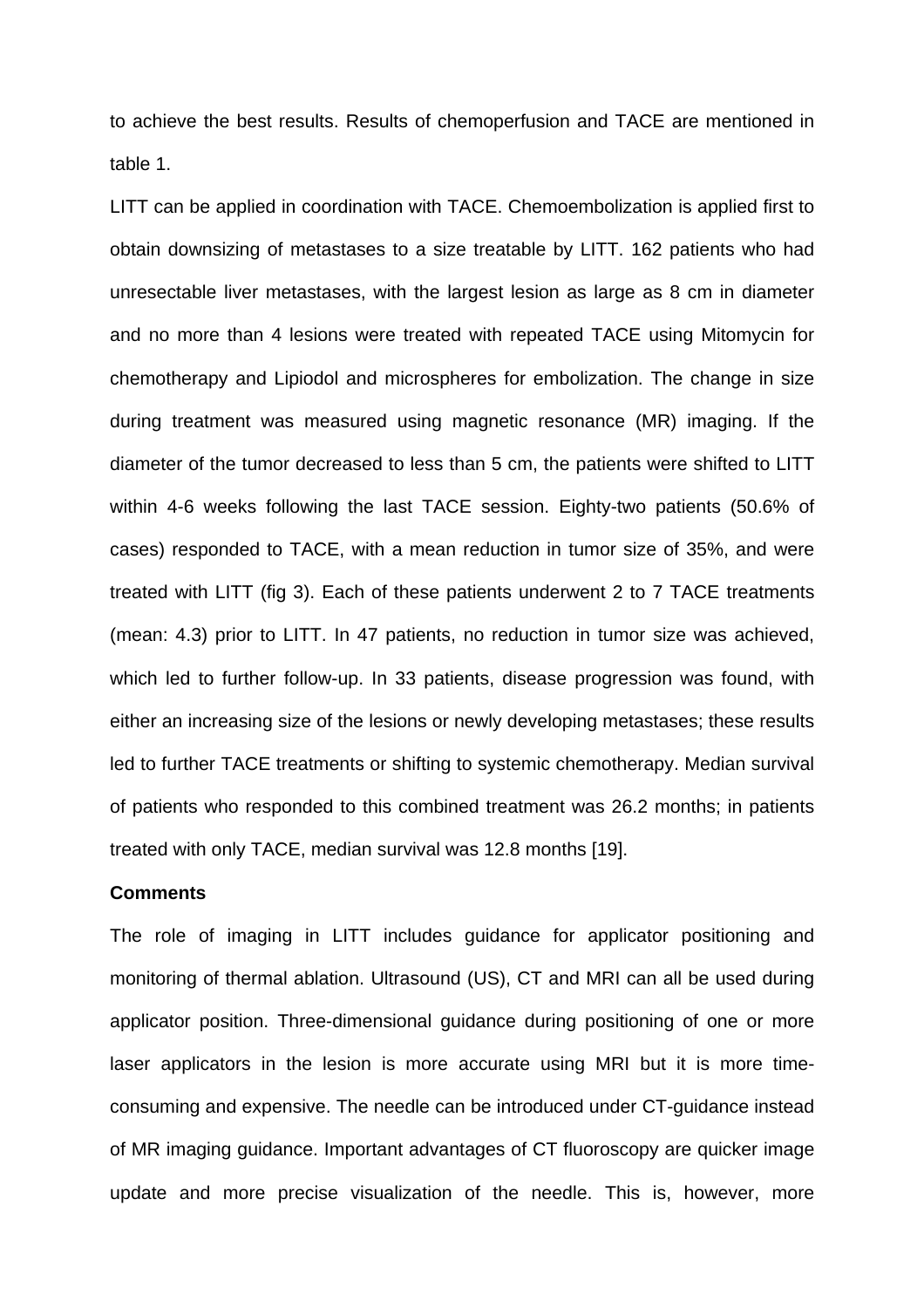to achieve the best results. Results of chemoperfusion and TACE are mentioned in table 1.

LITT can be applied in coordination with TACE. Chemoembolization is applied first to obtain downsizing of metastases to a size treatable by LITT. 162 patients who had unresectable liver metastases, with the largest lesion as large as 8 cm in diameter and no more than 4 lesions were treated with repeated TACE using Mitomycin for chemotherapy and Lipiodol and microspheres for embolization. The change in size during treatment was measured using magnetic resonance (MR) imaging. If the diameter of the tumor decreased to less than 5 cm, the patients were shifted to LITT within 4-6 weeks following the last TACE session. Eighty-two patients (50.6% of cases) responded to TACE, with a mean reduction in tumor size of 35%, and were treated with LITT (fig 3). Each of these patients underwent 2 to 7 TACE treatments (mean: 4.3) prior to LITT. In 47 patients, no reduction in tumor size was achieved, which led to further follow-up. In 33 patients, disease progression was found, with either an increasing size of the lesions or newly developing metastases; these results led to further TACE treatments or shifting to systemic chemotherapy. Median survival of patients who responded to this combined treatment was 26.2 months; in patients treated with only TACE, median survival was 12.8 months [19].

**Comments**

The role of imaging in LITT includes guidance for applicator positioning and monitoring of thermal ablation. Ultrasound (US), CT and MRI can all be used during applicator position. Three-dimensional guidance during positioning of one or more laser applicators in the lesion is more accurate using MRI but it is more time-consuming and expensive. The needle can be introduced under CT-guidance instead of MR imaging guidance. Important advantages of CT fluoroscopy are quicker image update and more precise visualization of the needle. This is, however, more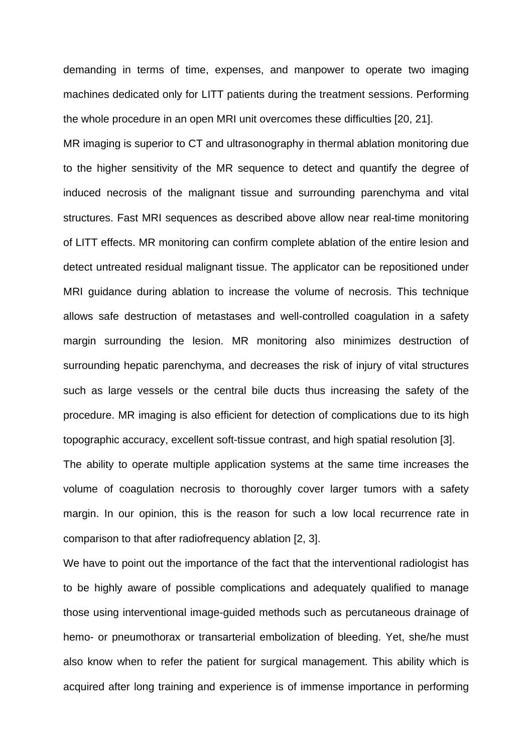demanding in terms of time, expenses, and manpower to operate two imaging machines dedicated only for LITT patients during the treatment sessions. Performing the whole procedure in an open MRI unit overcomes these difficulties [20, 21].

MR imaging is superior to CT and ultrasonography in thermal ablation monitoring due to the higher sensitivity of the MR sequence to detect and quantify the degree of induced necrosis of the malignant tissue and surrounding parenchyma and vital structures. Fast MRI sequences as described above allow near real-time monitoring of LITT effects. MR monitoring can confirm complete ablation of the entire lesion and detect untreated residual malignant tissue. The applicator can be repositioned under MRI guidance during ablation to increase the volume of necrosis. This technique allows safe destruction of metastases and well-controlled coagulation in a safety margin surrounding the lesion. MR monitoring also minimizes destruction of surrounding hepatic parenchyma, and decreases the risk of injury of vital structures such as large vessels or the central bile ducts thus increasing the safety of the procedure. MR imaging is also efficient for detection of complications due to its high topographic accuracy, excellent soft-tissue contrast, and high spatial resolution [3].

The ability to operate multiple application systems at the same time increases the volume of coagulation necrosis to thoroughly cover larger tumors with a safety margin. In our opinion, this is the reason for such a low local recurrence rate in comparison to that after radiofrequency ablation [2, 3].

We have to point out the importance of the fact that the interventional radiologist has to be highly aware of possible complications and adequately qualified to manage those using interventional image-guided methods such as percutaneous drainage of hemo- or pneumothorax or transarterial embolization of bleeding. Yet, she/he must also know when to refer the patient for surgical management. This ability which is acquired after long training and experience is of immense importance in performing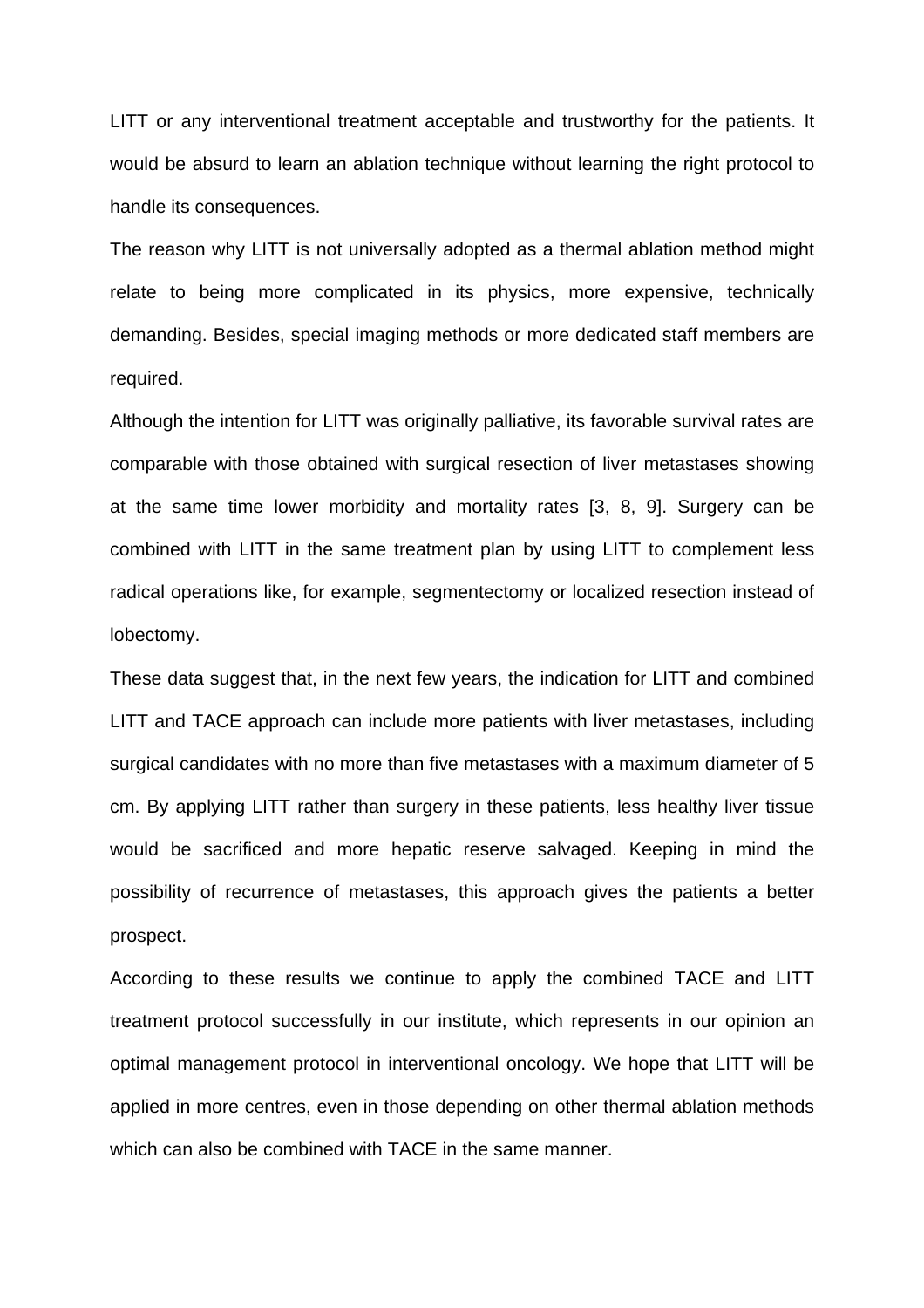LITT or any interventional treatment acceptable and trustworthy for the patients. It would be absurd to learn an ablation technique without learning the right protocol to handle its consequences.

The reason why LITT is not universally adopted as a thermal ablation method might relate to being more complicated in its physics, more expensive, technically demanding. Besides, special imaging methods or more dedicated staff members are required.

Although the intention for LITT was originally palliative, its favorable survival rates are comparable with those obtained with surgical resection of liver metastases showing at the same time lower morbidity and mortality rates [3, 8, 9]. Surgery can be combined with LITT in the same treatment plan by using LITT to complement less radical operations like, for example, segmentectomy or localized resection instead of lobectomy.

These data suggest that, in the next few years, the indication for LITT and combined LITT and TACE approach can include more patients with liver metastases, including surgical candidates with no more than five metastases with a maximum diameter of 5 cm. By applying LITT rather than surgery in these patients, less healthy liver tissue would be sacrificed and more hepatic reserve salvaged. Keeping in mind the possibility of recurrence of metastases, this approach gives the patients a better prospect.

According to these results we continue to apply the combined TACE and LITT treatment protocol successfully in our institute, which represents in our opinion an optimal management protocol in interventional oncology. We hope that LITT will be applied in more centres, even in those depending on other thermal ablation methods which can also be combined with TACE in the same manner.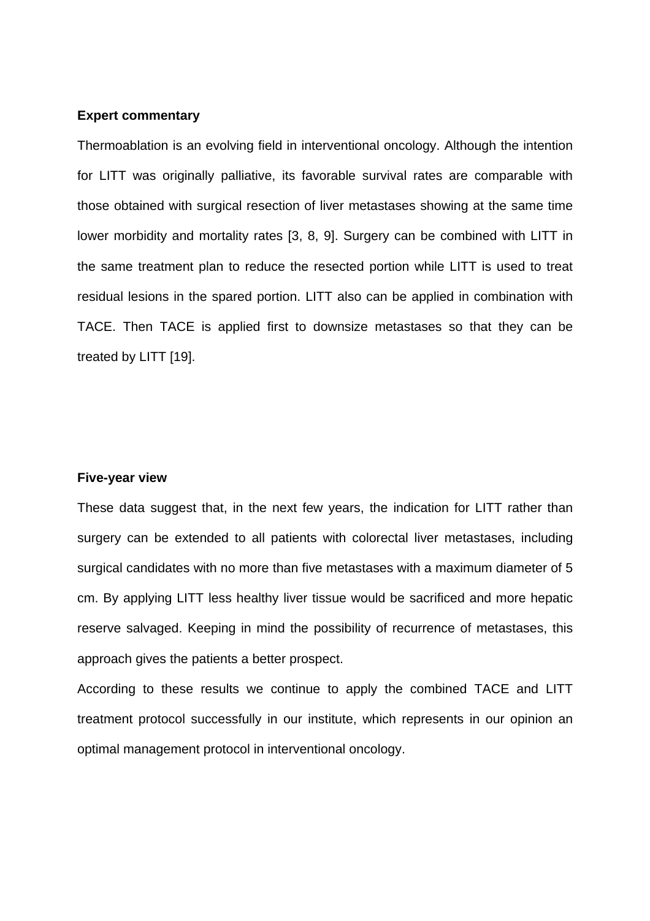**Expert commentary**

Thermoablation is an evolving field in interventional oncology. Although the intention for LITT was originally palliative, its favorable survival rates are comparable with those obtained with surgical resection of liver metastases showing at the same time lower morbidity and mortality rates [3, 8, 9]. Surgery can be combined with LITT in the same treatment plan to reduce the resected portion while LITT is used to treat residual lesions in the spared portion. LITT also can be applied in combination with TACE. Then TACE is applied first to downsize metastases so that they can be treated by LITT [19].

**Five-year view**

These data suggest that, in the next few years, the indication for LITT rather than surgery can be extended to all patients with colorectal liver metastases, including surgical candidates with no more than five metastases with a maximum diameter of 5 cm. By applying LITT less healthy liver tissue would be sacrificed and more hepatic reserve salvaged. Keeping in mind the possibility of recurrence of metastases, this approach gives the patients a better prospect.

According to these results we continue to apply the combined TACE and LITT treatment protocol successfully in our institute, which represents in our opinion an optimal management protocol in interventional oncology.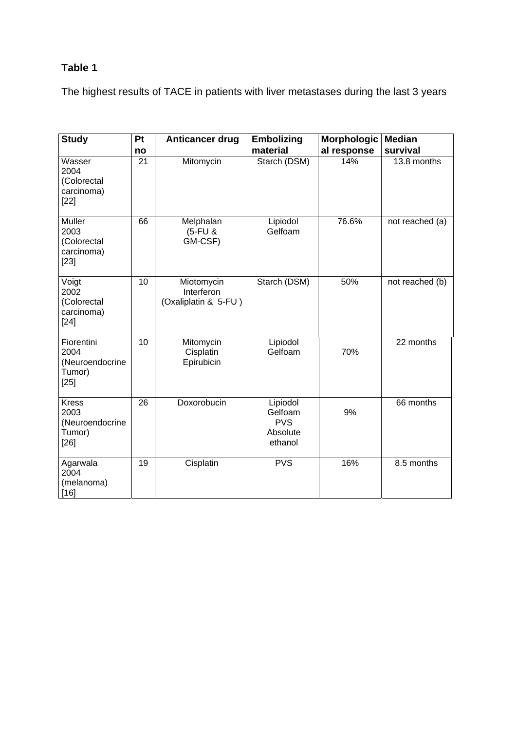**Table 1**

The highest results of TACE in patients with liver metastases during the last 3 years

| Study | Pt no | Anticancer drug | Embolizing material | Morphological response | Median survival |
|---|---|---|---|---|---|
| Wasser 2004 (Colorectal carcinoma) [22] | 21 | Mitomycin | Starch (DSM) | 14% | 13.8 months |
| Muller 2003 (Colorectal carcinoma) [23] | 66 | Melphalan (5-FU & GM-CSF) | Lipiodol Gelfoam | 76.6% | not reached (a) |
| Voigt 2002 (Colorectal carcinoma) [24] | 10 | Miotomycin Interferon (Oxaliplatin & 5-FU ) | Starch (DSM) | 50% | not reached (b) |
| Fiorentini 2004 (Neuroendocrine Tumor) [25] | 10 | Mitomycin Cisplatin Epirubicin | Lipiodol Gelfoam | 70% | 22 months |
| Kress 2003 (Neuroendocrine Tumor) [26] | 26 | Doxorobucin | Lipiodol Gelfoam PVS Absolute ethanol | 9% | 66 months |
| Agarwala 2004 (melanoma) [16] | 19 | Cisplatin | PVS | 16% | 8.5 months |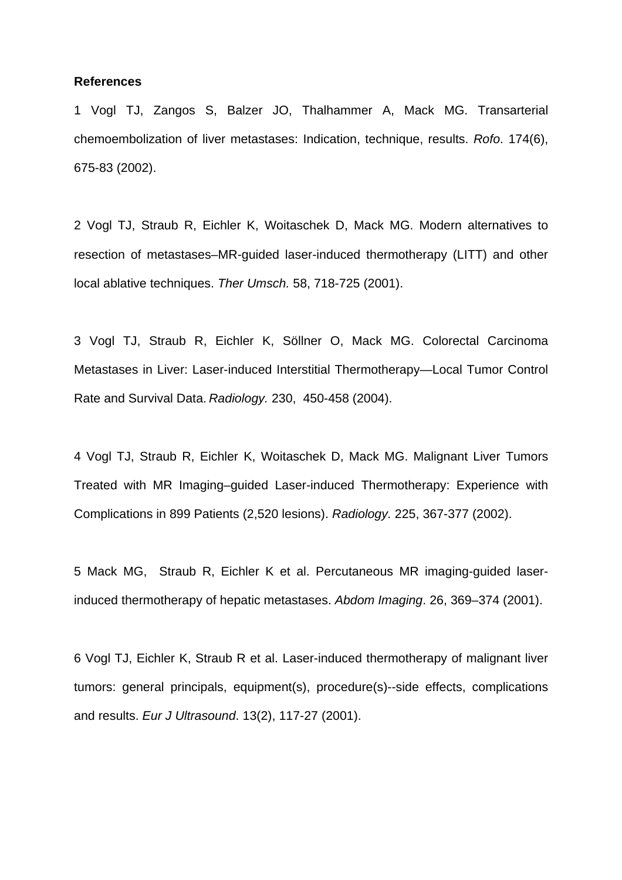**References**

1 Vogl TJ, Zangos S, Balzer JO, Thalhammer A, Mack MG. Transarterial chemoembolization of liver metastases: Indication, technique, results. *Rofo*. 174(6), 675-83 (2002).

2 Vogl TJ, Straub R, Eichler K, Woitaschek D, Mack MG. Modern alternatives to resection of metastases–MR-guided laser-induced thermotherapy (LITT) and other local ablative techniques. *Ther Umsch.* 58, 718-725 (2001).

3 Vogl TJ, Straub R, Eichler K, Söllner O, Mack MG. Colorectal Carcinoma Metastases in Liver: Laser-induced Interstitial Thermotherapy—Local Tumor Control Rate and Survival Data. *Radiology.* 230, 450-458 (2004).

4 Vogl TJ, Straub R, Eichler K, Woitaschek D, Mack MG. Malignant Liver Tumors Treated with MR Imaging–guided Laser-induced Thermotherapy: Experience with Complications in 899 Patients (2,520 lesions). *Radiology.* 225, 367-377 (2002).

5 Mack MG, Straub R, Eichler K et al. Percutaneous MR imaging-guided laser-induced thermotherapy of hepatic metastases. *Abdom Imaging*. 26, 369–374 (2001).

6 Vogl TJ, Eichler K, Straub R et al. Laser-induced thermotherapy of malignant liver tumors: general principals, equipment(s), procedure(s)--side effects, complications and results. *Eur J Ultrasound*. 13(2), 117-27 (2001).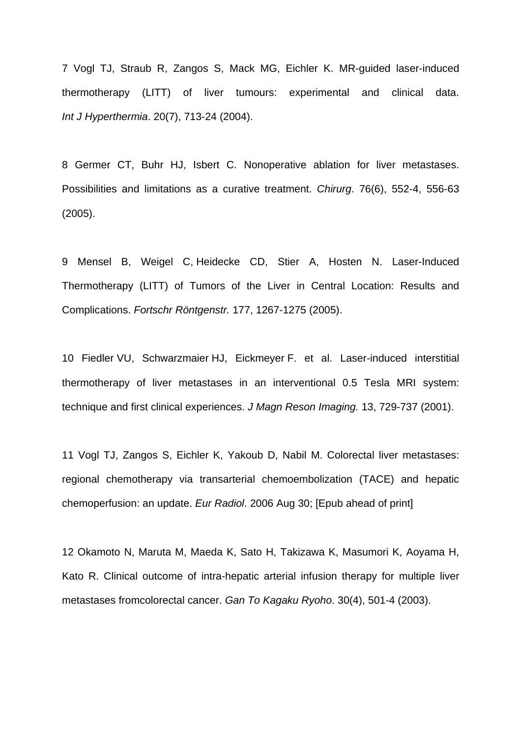7 Vogl TJ, Straub R, Zangos S, Mack MG, Eichler K. MR-guided laser-induced thermotherapy (LITT) of liver tumours: experimental and clinical data. *Int J Hyperthermia*. 20(7), 713-24 (2004).

8 Germer CT, Buhr HJ, Isbert C. Nonoperative ablation for liver metastases. Possibilities and limitations as a curative treatment. *Chirurg*. 76(6), 552-4, 556-63 (2005).

9 Mensel B, Weigel C, Heidecke CD, Stier A, Hosten N. Laser-Induced Thermotherapy (LITT) of Tumors of the Liver in Central Location: Results and Complications. *Fortschr Röntgenstr.* 177, 1267-1275 (2005).

10 Fiedler VU, Schwarzmaier HJ, Eickmeyer F. et al. Laser-induced interstitial thermotherapy of liver metastases in an interventional 0.5 Tesla MRI system: technique and first clinical experiences. *J Magn Reson Imaging.* 13, 729-737 (2001).

11 Vogl TJ, Zangos S, Eichler K, Yakoub D, Nabil M. Colorectal liver metastases: regional chemotherapy via transarterial chemoembolization (TACE) and hepatic chemoperfusion: an update. *Eur Radiol*. 2006 Aug 30; [Epub ahead of print]

12 Okamoto N, Maruta M, Maeda K, Sato H, Takizawa K, Masumori K, Aoyama H, Kato R. Clinical outcome of intra-hepatic arterial infusion therapy for multiple liver metastases fromcolorectal cancer. *Gan To Kagaku Ryoho*. 30(4), 501-4 (2003).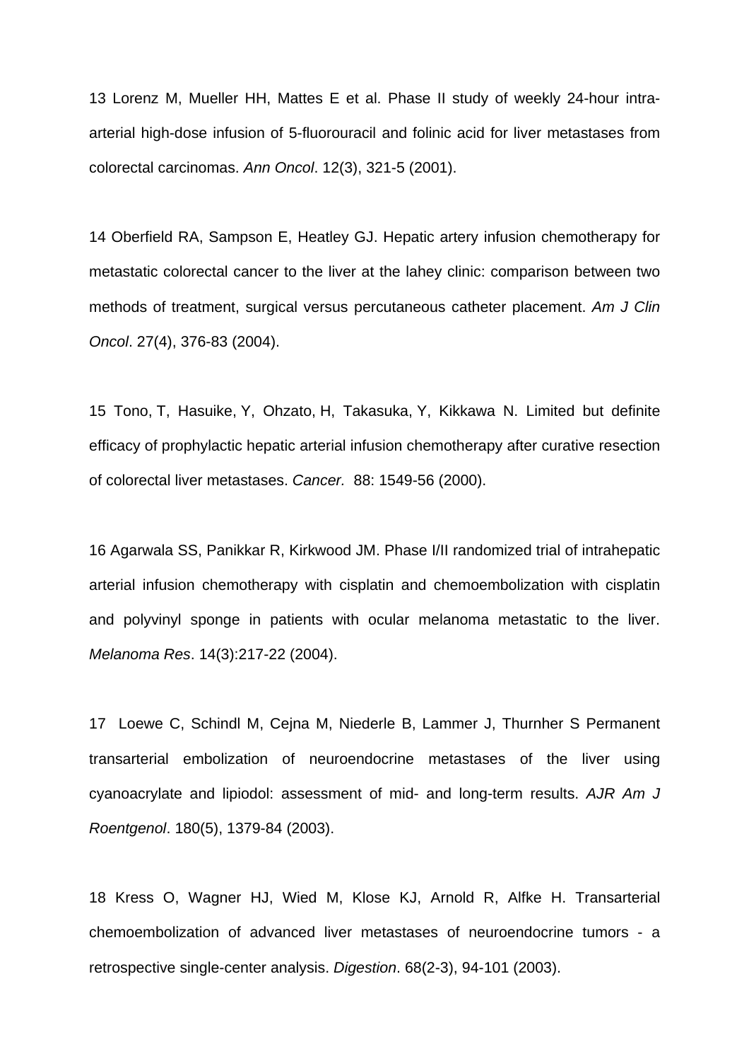13 Lorenz M, Mueller HH, Mattes E et al. Phase II study of weekly 24-hour intra-arterial high-dose infusion of 5-fluorouracil and folinic acid for liver metastases from colorectal carcinomas. *Ann Oncol*. 12(3), 321-5 (2001).

14 Oberfield RA, Sampson E, Heatley GJ. Hepatic artery infusion chemotherapy for metastatic colorectal cancer to the liver at the lahey clinic: comparison between two methods of treatment, surgical versus percutaneous catheter placement. *Am J Clin Oncol*. 27(4), 376-83 (2004).

15 Tono, T, Hasuike, Y, Ohzato, H, Takasuka, Y, Kikkawa N. Limited but definite efficacy of prophylactic hepatic arterial infusion chemotherapy after curative resection of colorectal liver metastases. *Cancer.* 88: 1549-56 (2000).

16 Agarwala SS, Panikkar R, Kirkwood JM. Phase I/II randomized trial of intrahepatic arterial infusion chemotherapy with cisplatin and chemoembolization with cisplatin and polyvinyl sponge in patients with ocular melanoma metastatic to the liver. *Melanoma Res*. 14(3):217-22 (2004).

17 Loewe C, Schindl M, Cejna M, Niederle B, Lammer J, Thurnher S Permanent transarterial embolization of neuroendocrine metastases of the liver using cyanoacrylate and lipiodol: assessment of mid- and long-term results. *AJR Am J Roentgenol*. 180(5), 1379-84 (2003).

18 Kress O, Wagner HJ, Wied M, Klose KJ, Arnold R, Alfke H. Transarterial chemoembolization of advanced liver metastases of neuroendocrine tumors - a retrospective single-center analysis. *Digestion*. 68(2-3), 94-101 (2003).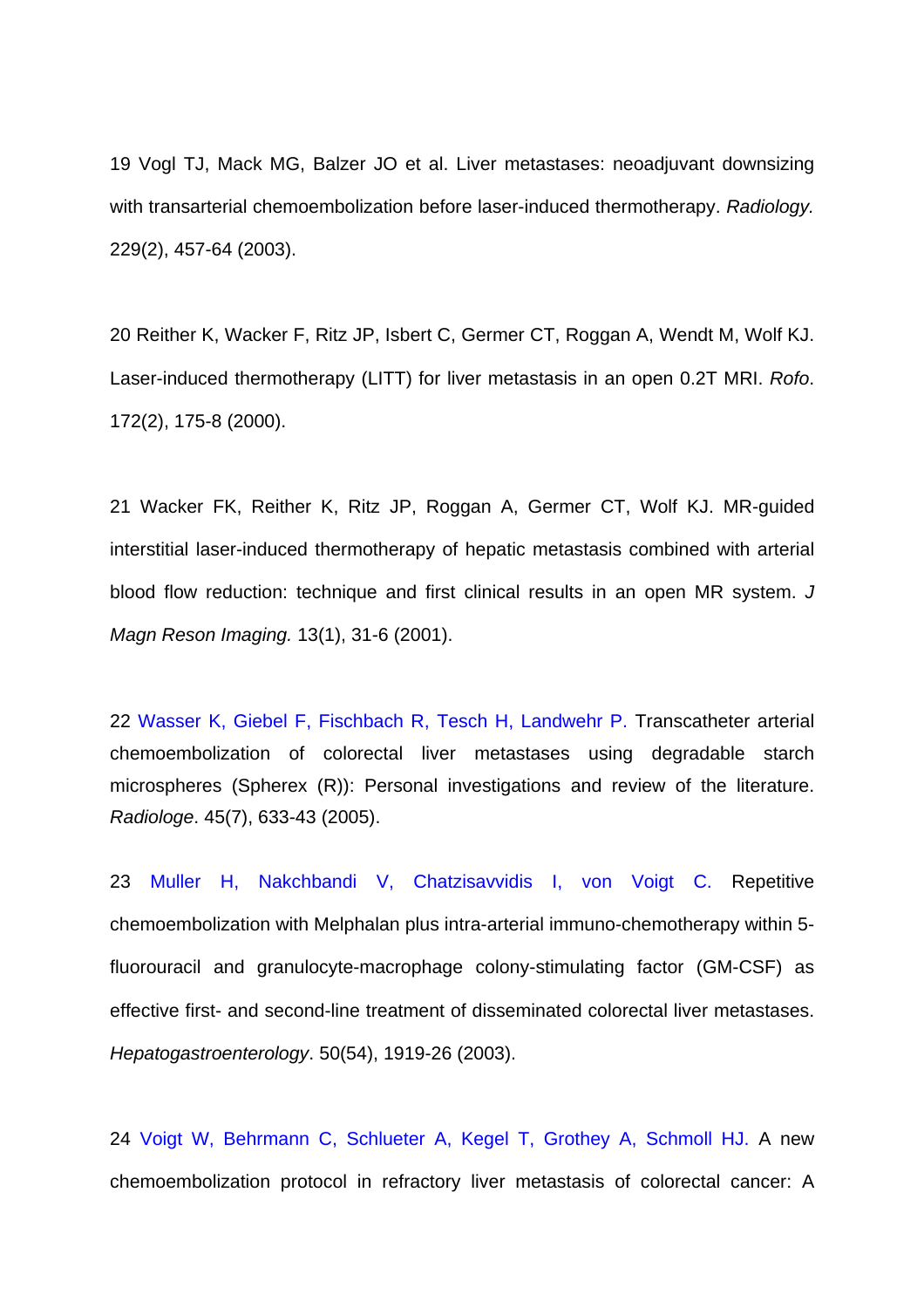19 Vogl TJ, Mack MG, Balzer JO et al. Liver metastases: neoadjuvant downsizing with transarterial chemoembolization before laser-induced thermotherapy. *Radiology.* 229(2), 457-64 (2003).

20 Reither K, Wacker F, Ritz JP, Isbert C, Germer CT, Roggan A, Wendt M, Wolf KJ. Laser-induced thermotherapy (LITT) for liver metastasis in an open 0.2T MRI. *Rofo*. 172(2), 175-8 (2000).

21 Wacker FK, Reither K, Ritz JP, Roggan A, Germer CT, Wolf KJ. MR-guided interstitial laser-induced thermotherapy of hepatic metastasis combined with arterial blood flow reduction: technique and first clinical results in an open MR system. *J Magn Reson Imaging.* 13(1), 31-6 (2001).

22 Wasser K, Giebel F, Fischbach R, Tesch H, Landwehr P. Transcatheter arterial chemoembolization of colorectal liver metastases using degradable starch microspheres (Spherex (R)): Personal investigations and review of the literature. *Radiologe*. 45(7), 633-43 (2005).

23 Muller H, Nakchbandi V, Chatzisavvidis I, von Voigt C. Repetitive chemoembolization with Melphalan plus intra-arterial immuno-chemotherapy within 5-fluorouracil and granulocyte-macrophage colony-stimulating factor (GM-CSF) as effective first- and second-line treatment of disseminated colorectal liver metastases. *Hepatogastroenterology*. 50(54), 1919-26 (2003).

24 Voigt W, Behrmann C, Schlueter A, Kegel T, Grothey A, Schmoll HJ. A new chemoembolization protocol in refractory liver metastasis of colorectal cancer: A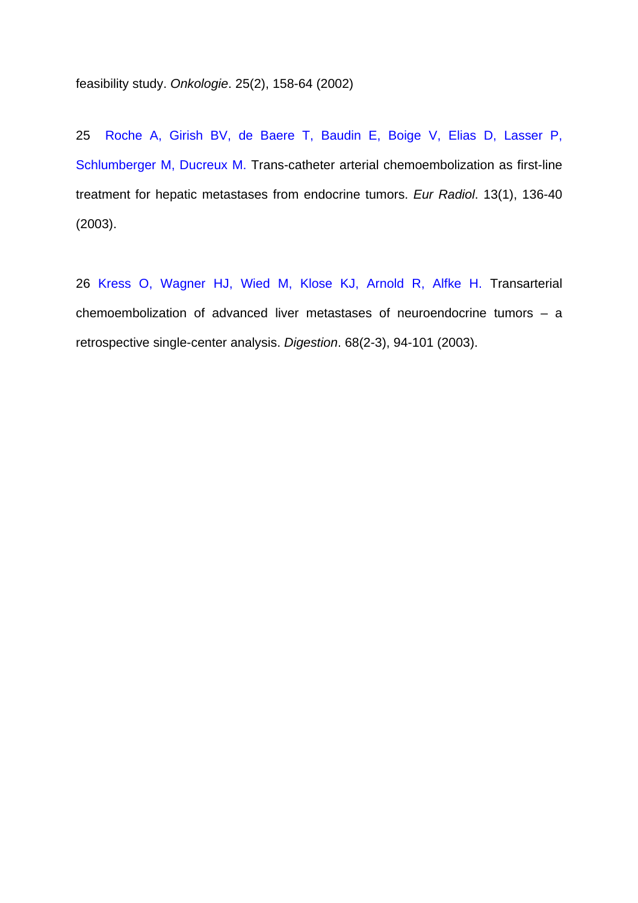feasibility study. *Onkologie*. 25(2), 158-64 (2002)

25 Roche A, Girish BV, de Baere T, Baudin E, Boige V, Elias D, Lasser P, Schlumberger M, Ducreux M. Trans-catheter arterial chemoembolization as first-line treatment for hepatic metastases from endocrine tumors. *Eur Radiol*. 13(1), 136-40 (2003).

26 Kress O, Wagner HJ, Wied M, Klose KJ, Arnold R, Alfke H. Transarterial chemoembolization of advanced liver metastases of neuroendocrine tumors – a retrospective single-center analysis. *Digestion*. 68(2-3), 94-101 (2003).